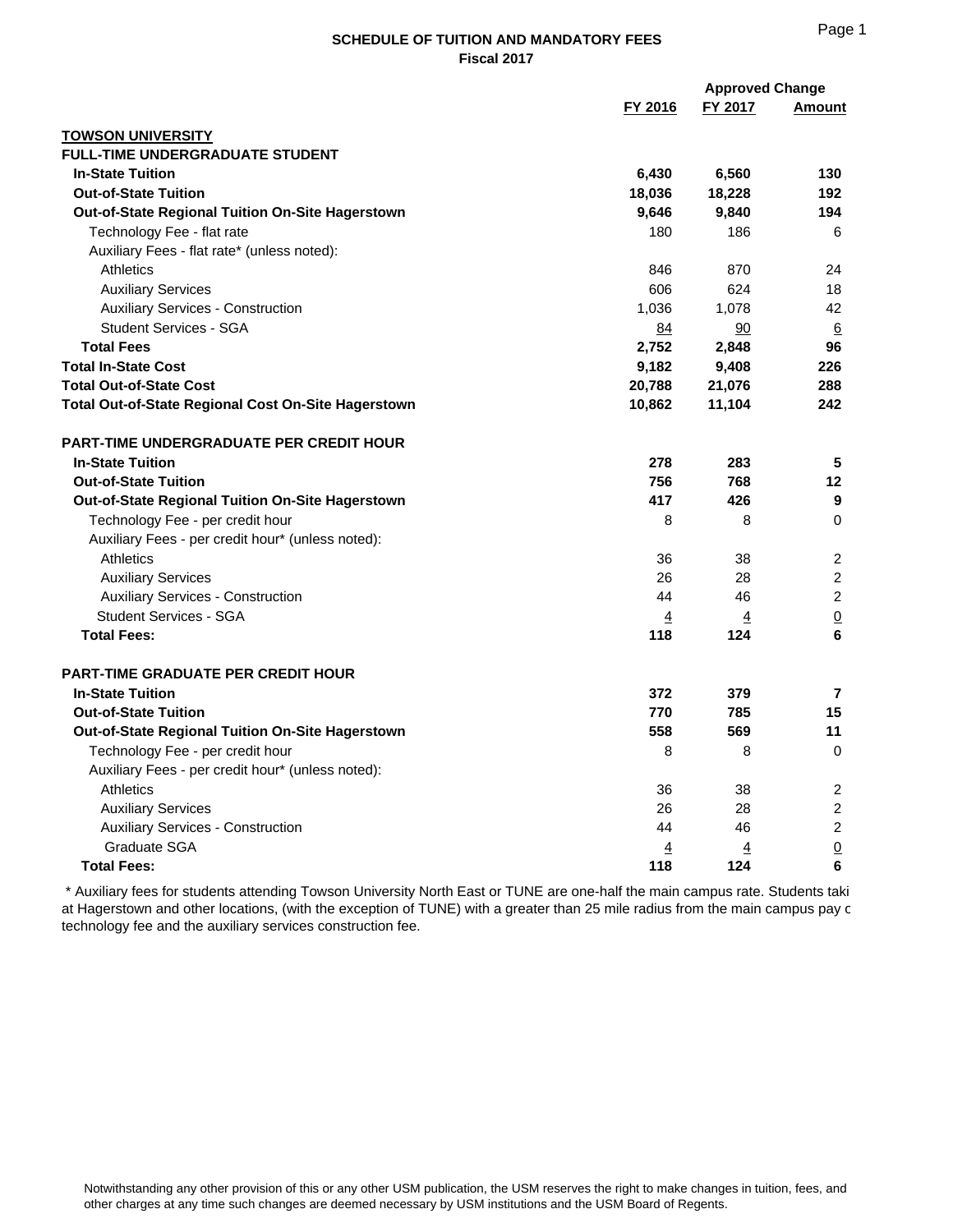## SCHEDULE OF TUITION AND MANDATORY FEES
### Fiscal 2017

| | FY 2016 | FY 2017 | Approved Change Amount |
|---|---|---|---|
| **TOWSON UNIVERSITY** | | | |
| **FULL-TIME UNDERGRADUATE STUDENT** | | | |
| **In-State Tuition** | **6,430** | **6,560** | **130** |
| **Out-of-State Tuition** | **18,036** | **18,228** | **192** |
| **Out-of-State Regional Tuition On-Site Hagerstown** | **9,646** | **9,840** | **194** |
| Technology Fee - flat rate | 180 | 186 | 6 |
| Auxiliary Fees - flat rate* (unless noted): | | | |
| Athletics | 846 | 870 | 24 |
| Auxiliary Services | 606 | 624 | 18 |
| Auxiliary Services - Construction | 1,036 | 1,078 | 42 |
| Student Services - SGA | 84 | 90 | 6 |
| **Total Fees** | **2,752** | **2,848** | **96** |
| **Total In-State Cost** | **9,182** | **9,408** | **226** |
| **Total Out-of-State Cost** | **20,788** | **21,076** | **288** |
| **Total Out-of-State Regional Cost On-Site Hagerstown** | **10,862** | **11,104** | **242** |
| | | | |
| **PART-TIME UNDERGRADUATE PER CREDIT HOUR** | | | |
| **In-State Tuition** | **278** | **283** | **5** |
| **Out-of-State Tuition** | **756** | **768** | **12** |
| **Out-of-State Regional Tuition On-Site Hagerstown** | **417** | **426** | **9** |
| Technology Fee - per credit hour | 8 | 8 | 0 |
| Auxiliary Fees - per credit hour* (unless noted): | | | |
| Athletics | 36 | 38 | 2 |
| Auxiliary Services | 26 | 28 | 2 |
| Auxiliary Services - Construction | 44 | 46 | 2 |
| Student Services - SGA | 4 | 4 | 0 |
| **Total Fees:** | **118** | **124** | **6** |
| | | | |
| **PART-TIME GRADUATE PER CREDIT HOUR** | | | |
| **In-State Tuition** | **372** | **379** | **7** |
| **Out-of-State Tuition** | **770** | **785** | **15** |
| **Out-of-State Regional Tuition On-Site Hagerstown** | **558** | **569** | **11** |
| Technology Fee - per credit hour | 8 | 8 | 0 |
| Auxiliary Fees - per credit hour* (unless noted): | | | |
| Athletics | 36 | 38 | 2 |
| Auxiliary Services | 26 | 28 | 2 |
| Auxiliary Services - Construction | 44 | 46 | 2 |
| Graduate SGA | 4 | 4 | 0 |
| **Total Fees:** | **118** | **124** | **6** |

* Auxiliary fees for students attending Towson University North East or TUNE are one-half the main campus rate. Students taki at Hagerstown and other locations, (with the exception of TUNE) with a greater than 25 mile radius from the main campus pay c technology fee and the auxiliary services construction fee.

Notwithstanding any other provision of this or any other USM publication, the USM reserves the right to make changes in tuition, fees, and other charges at any time such changes are deemed necessary by USM institutions and the USM Board of Regents.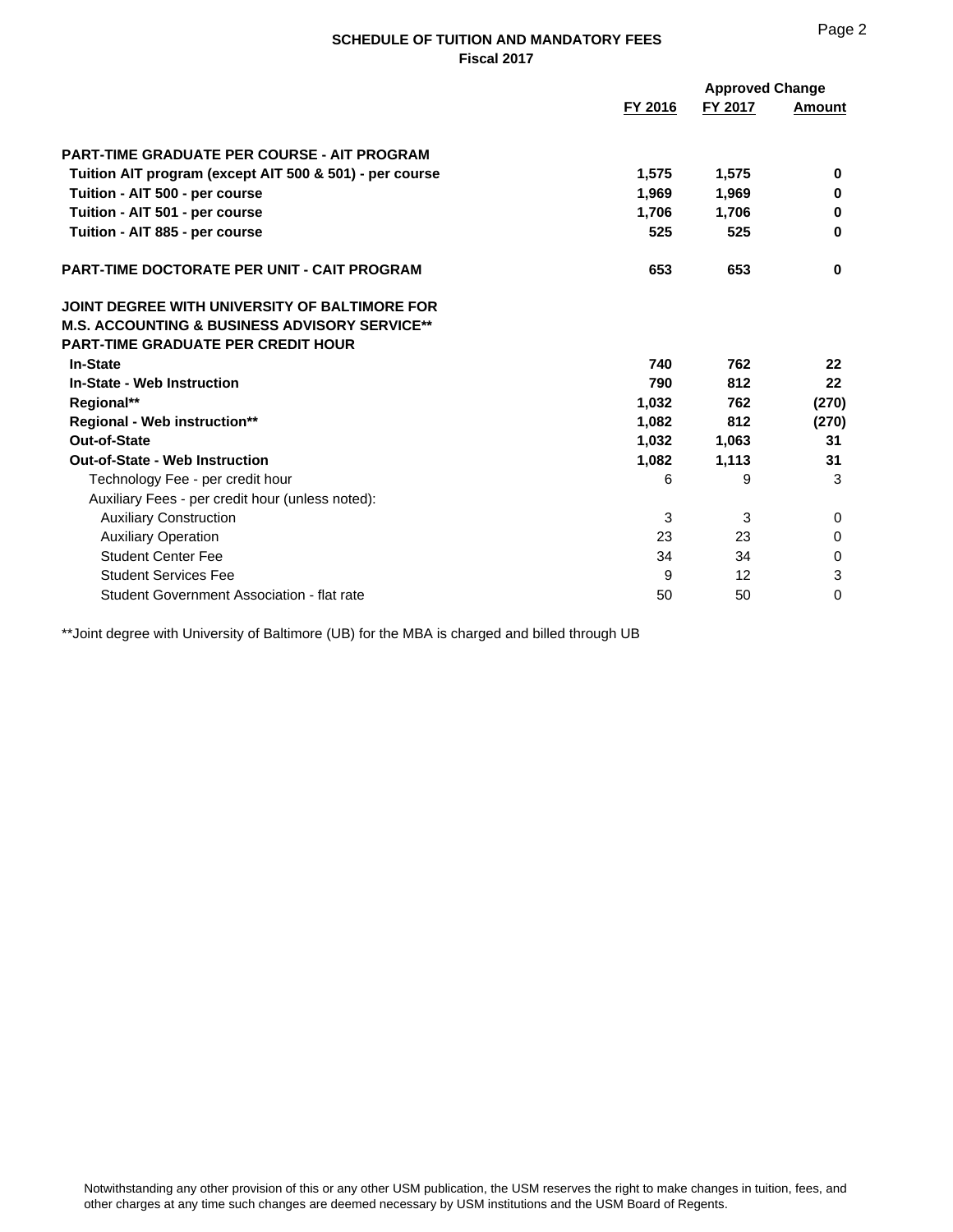**SCHEDULE OF TUITION AND MANDATORY FEES**
**Fiscal 2017**

| | FY 2016 | FY 2017 | Approved Change Amount |
|---|---|---|---|
| **PART-TIME GRADUATE PER COURSE - AIT PROGRAM** | | | |
| **Tuition AIT program (except AIT 500 & 501) - per course** | **1,575** | **1,575** | **0** |
| **Tuition - AIT 500 - per course** | **1,969** | **1,969** | **0** |
| **Tuition - AIT 501 - per course** | **1,706** | **1,706** | **0** |
| **Tuition - AIT 885 - per course** | **525** | **525** | **0** |
| **PART-TIME DOCTORATE PER UNIT - CAIT PROGRAM** | **653** | **653** | **0** |
| **JOINT DEGREE WITH UNIVERSITY OF BALTIMORE FOR M.S. ACCOUNTING & BUSINESS ADVISORY SERVICE\*\* PART-TIME GRADUATE PER CREDIT HOUR** | | | |
| **In-State** | **740** | **762** | **22** |
| **In-State - Web Instruction** | **790** | **812** | **22** |
| **Regional\*\*** | **1,032** | **762** | **(270)** |
| **Regional - Web instruction\*\*** | **1,082** | **812** | **(270)** |
| **Out-of-State** | **1,032** | **1,063** | **31** |
| **Out-of-State - Web Instruction** | **1,082** | **1,113** | **31** |
| Technology Fee - per credit hour | 6 | 9 | 3 |
| Auxiliary Fees - per credit hour (unless noted): | | | |
| Auxiliary Construction | 3 | 3 | 0 |
| Auxiliary Operation | 23 | 23 | 0 |
| Student Center Fee | 34 | 34 | 0 |
| Student Services Fee | 9 | 12 | 3 |
| Student Government Association - flat rate | 50 | 50 | 0 |

**Joint degree with University of Baltimore (UB) for the MBA is charged and billed through UB

Notwithstanding any other provision of this or any other USM publication, the USM reserves the right to make changes in tuition, fees, and other charges at any time such changes are deemed necessary by USM institutions and the USM Board of Regents.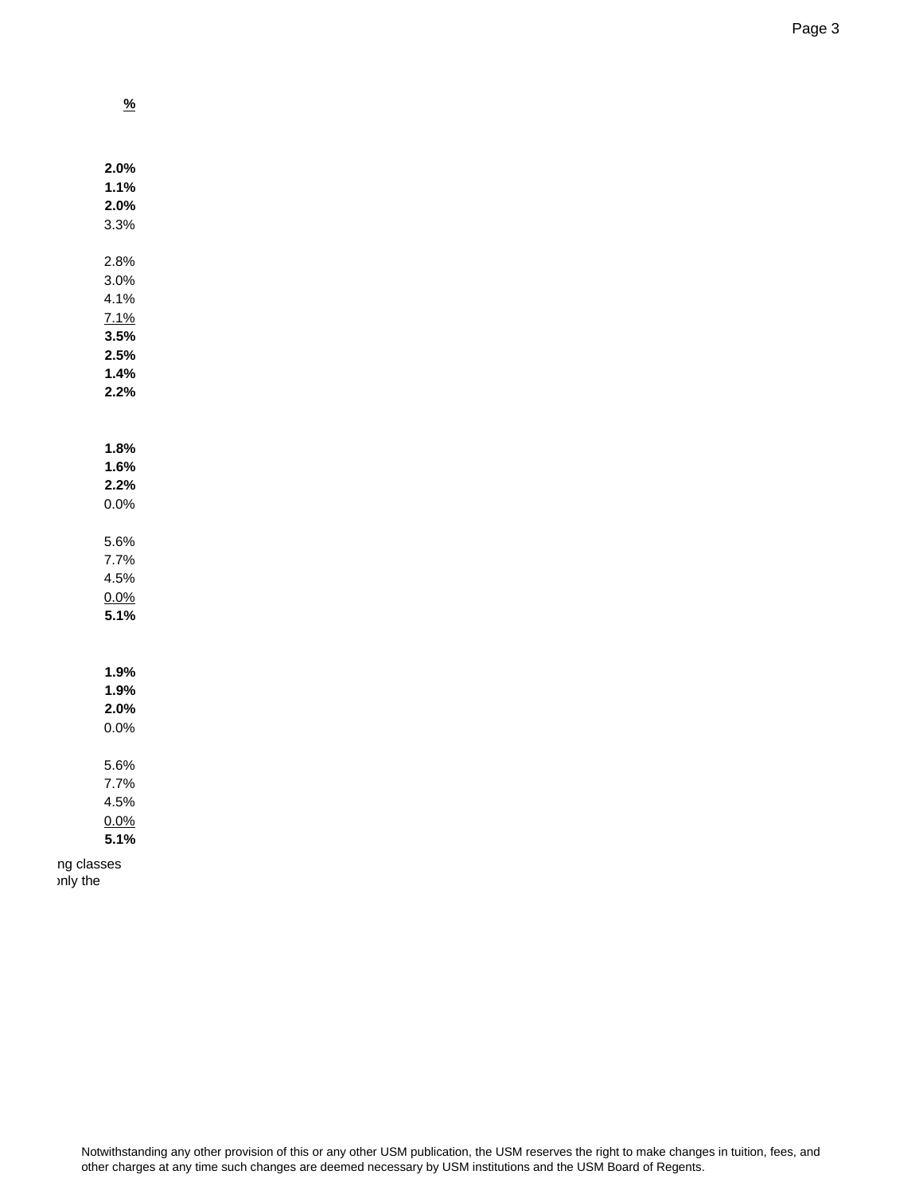| % |
| ---: |
| |
| **2.0%** |
| **1.1%** |
| **2.0%** |
| 3.3% |
| |
| 2.8% |
| 3.0% |
| 4.1% |
| 7.1% |
| **3.5%** |
| **2.5%** |
| **1.4%** |
| **2.2%** |
| |
| **1.8%** |
| **1.6%** |
| **2.2%** |
| 0.0% |
| |
| 5.6% |
| 7.7% |
| 4.5% |
| 0.0% |
| **5.1%** |
| |
| **1.9%** |
| **1.9%** |
| **2.0%** |
| 0.0% |
| |
| 5.6% |
| 7.7% |
| 4.5% |
| 0.0% |
| **5.1%** |

ng classes
›nly the

Notwithstanding any other provision of this or any other USM publication, the USM reserves the right to make changes in tuition, fees, and other charges at any time such changes are deemed necessary by USM institutions and the USM Board of Regents.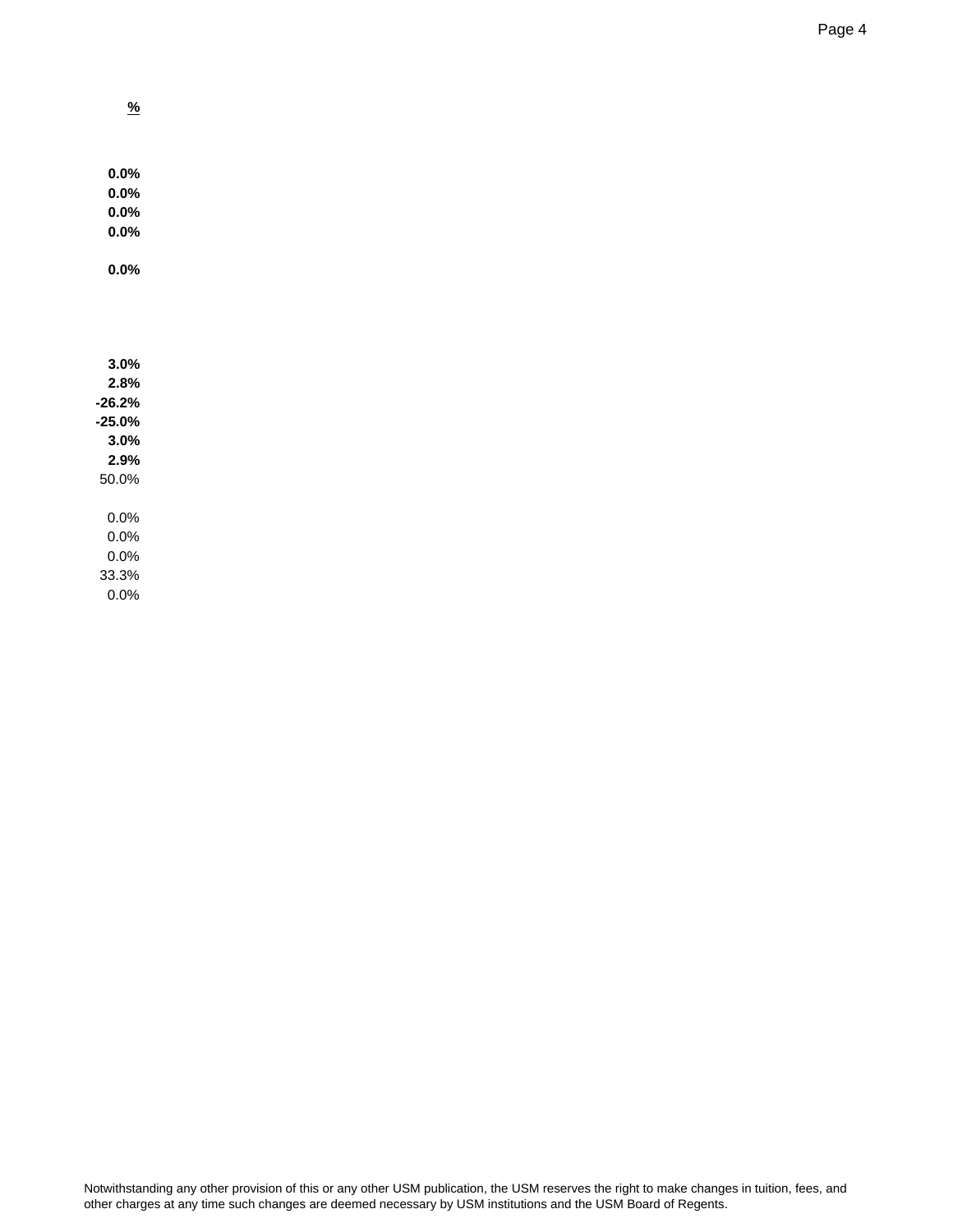| % |
|---|
| |
| **0.0%** |
| **0.0%** |
| **0.0%** |
| **0.0%** |
| |
| **0.0%** |
| |
| **3.0%** |
| **2.8%** |
| **-26.2%** |
| **-25.0%** |
| **3.0%** |
| **2.9%** |
| 50.0% |
| |
| 0.0% |
| 0.0% |
| 0.0% |
| 33.3% |
| 0.0% |

Notwithstanding any other provision of this or any other USM publication, the USM reserves the right to make changes in tuition, fees, and other charges at any time such changes are deemed necessary by USM institutions and the USM Board of Regents.